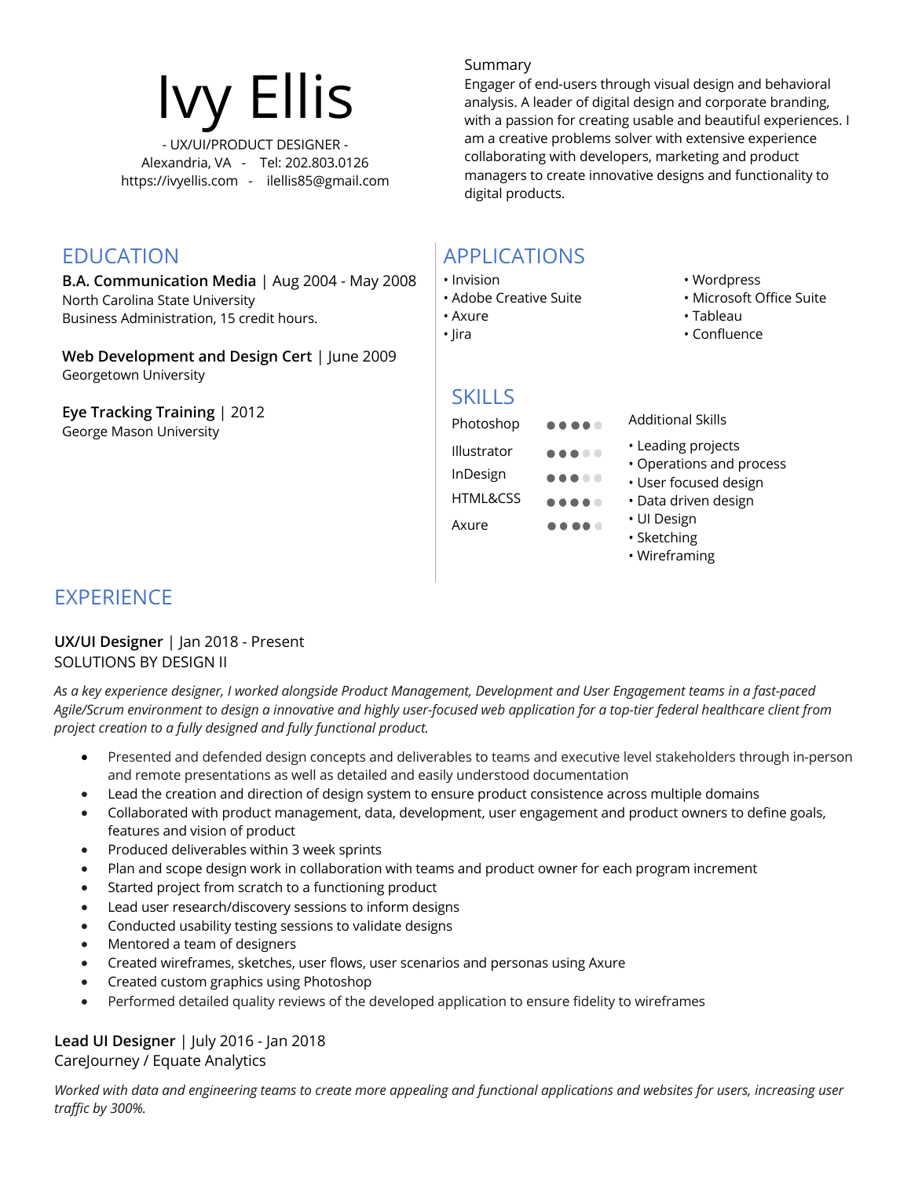# Ivy Ellis

- UX/UI/PRODUCT DESIGNER -
Alexandria, VA - Tel: 202.803.0126
https://ivyellis.com - ilellis85@gmail.com

Summary

Engager of end-users through visual design and behavioral analysis. A leader of digital design and corporate branding, with a passion for creating usable and beautiful experiences. I am a creative problems solver with extensive experience collaborating with developers, marketing and product managers to create innovative designs and functionality to digital products.

## EDUCATION

**B.A. Communication Media** | Aug 2004 - May 2008
North Carolina State University
Business Administration, 15 credit hours.

**Web Development and Design Cert** | June 2009
Georgetown University

**Eye Tracking Training** | 2012
George Mason University

## APPLICATIONS

- Invision
- Adobe Creative Suite
- Axure
- Jira
- Wordpress
- Microsoft Office Suite
- Tableau
- Confluence

## SKILLS

| Skill | Rating |
| --- | --- |
| Photoshop | ●●●●○ |
| Illustrator | ●●●○○ |
| InDesign | ●●●○○ |
| HTML&CSS | ●●●●○ |
| Axure | ●●●●○ |

Additional Skills

- Leading projects
- Operations and process
- User focused design
- Data driven design
- UI Design
- Sketching
- Wireframing

## EXPERIENCE

**UX/UI Designer** | Jan 2018 - Present
SOLUTIONS BY DESIGN II

*As a key experience designer, I worked alongside Product Management, Development and User Engagement teams in a fast-paced Agile/Scrum environment to design a innovative and highly user-focused web application for a top-tier federal healthcare client from project creation to a fully designed and fully functional product.*

- Presented and defended design concepts and deliverables to teams and executive level stakeholders through in-person and remote presentations as well as detailed and easily understood documentation
- Lead the creation and direction of design system to ensure product consistence across multiple domains
- Collaborated with product management, data, development, user engagement and product owners to define goals, features and vision of product
- Produced deliverables within 3 week sprints
- Plan and scope design work in collaboration with teams and product owner for each program increment
- Started project from scratch to a functioning product
- Lead user research/discovery sessions to inform designs
- Conducted usability testing sessions to validate designs
- Mentored a team of designers
- Created wireframes, sketches, user flows, user scenarios and personas using Axure
- Created custom graphics using Photoshop
- Performed detailed quality reviews of the developed application to ensure fidelity to wireframes

**Lead UI Designer** | July 2016 - Jan 2018
CareJourney / Equate Analytics

*Worked with data and engineering teams to create more appealing and functional applications and websites for users, increasing user traffic by 300%.*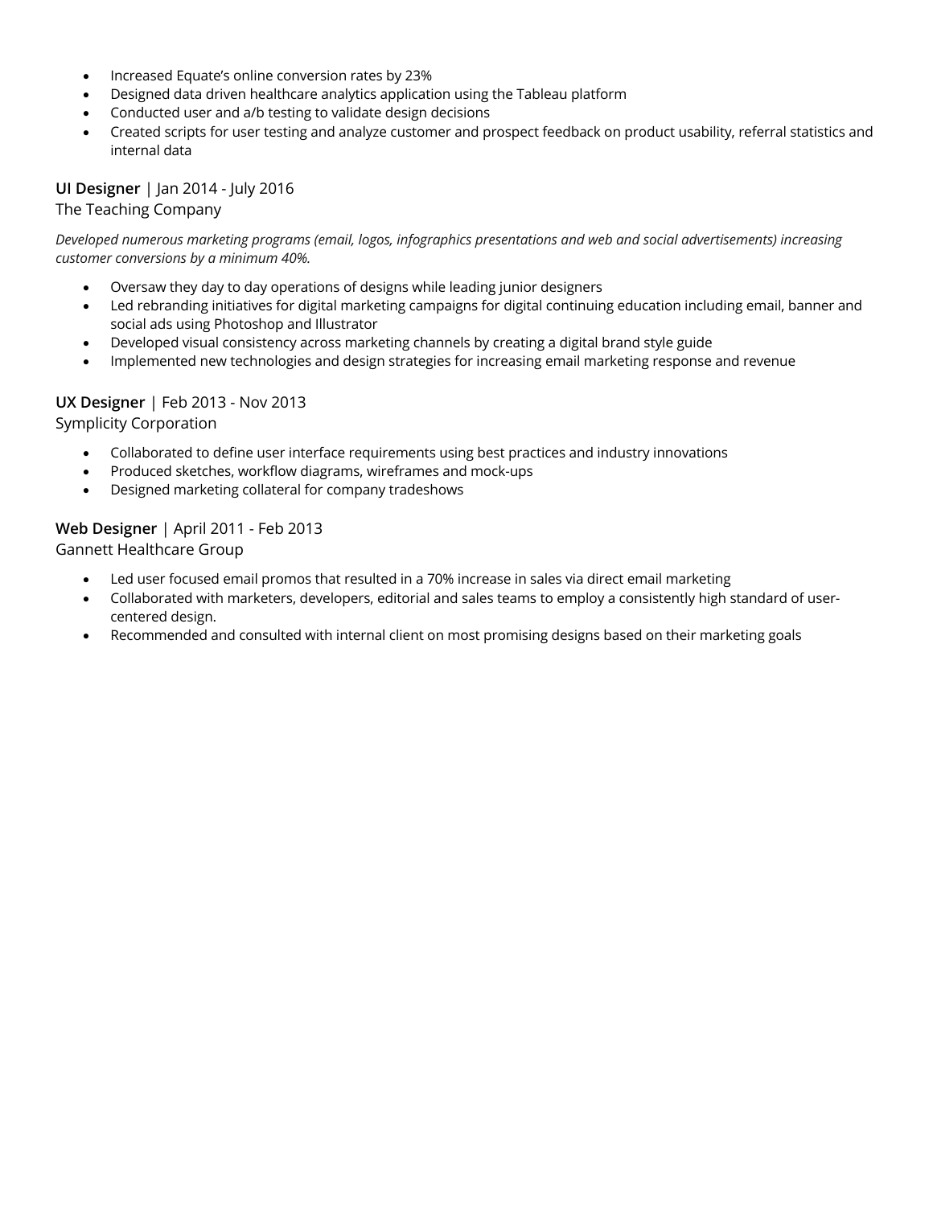- Increased Equate's online conversion rates by 23%
- Designed data driven healthcare analytics application using the Tableau platform
- Conducted user and a/b testing to validate design decisions
- Created scripts for user testing and analyze customer and prospect feedback on product usability, referral statistics and internal data

**UI Designer** | Jan 2014 - July 2016
The Teaching Company

*Developed numerous marketing programs (email, logos, infographics presentations and web and social advertisements) increasing customer conversions by a minimum 40%.*

- Oversaw they day to day operations of designs while leading junior designers
- Led rebranding initiatives for digital marketing campaigns for digital continuing education including email, banner and social ads using Photoshop and Illustrator
- Developed visual consistency across marketing channels by creating a digital brand style guide
- Implemented new technologies and design strategies for increasing email marketing response and revenue

**UX Designer** | Feb 2013 - Nov 2013
Symplicity Corporation

- Collaborated to define user interface requirements using best practices and industry innovations
- Produced sketches, workflow diagrams, wireframes and mock-ups
- Designed marketing collateral for company tradeshows

**Web Designer** | April 2011 - Feb 2013
Gannett Healthcare Group

- Led user focused email promos that resulted in a 70% increase in sales via direct email marketing
- Collaborated with marketers, developers, editorial and sales teams to employ a consistently high standard of user-centered design.
- Recommended and consulted with internal client on most promising designs based on their marketing goals